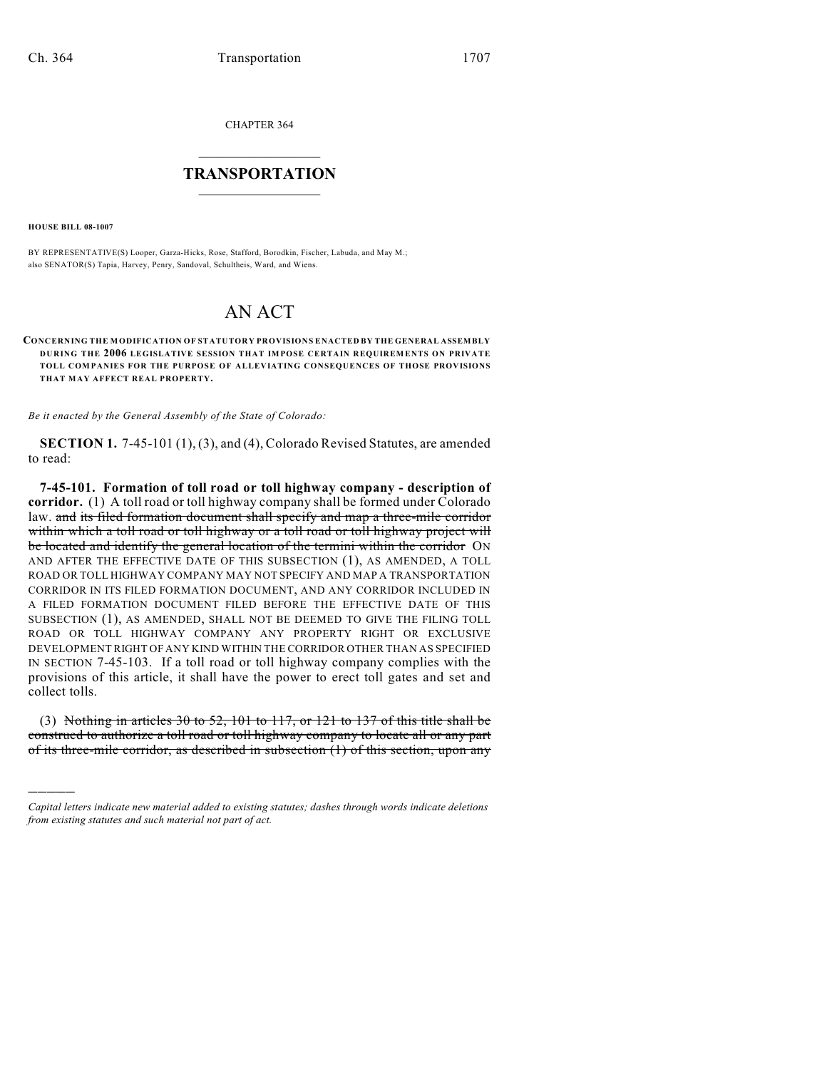CHAPTER 364

# TRANSPORTATION

**HOUSE BILL 08-1007**

BY REPRESENTATIVE(S) Looper, Garza-Hicks, Rose, Stafford, Borodkin, Fischer, Labuda, and May M.; also SENATOR(S) Tapia, Harvey, Penry, Sandoval, Schultheis, Ward, and Wiens.

# AN ACT

**CONCERNING THE MODIFICATION OF STATUTORY PROVISIONS ENACTED BY THE GENERAL ASSEMBLY DURING THE 2006 LEGISLATIVE SESSION THAT IMPOSE CERTAIN REQUIREMENTS ON PRIVATE TOLL COMPANIES FOR THE PURPOSE OF ALLEVIATING CONSEQUENCES OF THOSE PROVISIONS THAT MAY AFFECT REAL PROPERTY.**

*Be it enacted by the General Assembly of the State of Colorado:*

**SECTION 1.** 7-45-101 (1), (3), and (4), Colorado Revised Statutes, are amended to read:

**7-45-101. Formation of toll road or toll highway company - description of corridor.** (1) A toll road or toll highway company shall be formed under Colorado law. ~~and its filed formation document shall specify and map a three-mile corridor within which a toll road or toll highway or a toll road or toll highway project will be located and identify the general location of the termini within the corridor~~ ON AND AFTER THE EFFECTIVE DATE OF THIS SUBSECTION (1), AS AMENDED, A TOLL ROAD OR TOLL HIGHWAY COMPANY MAY NOT SPECIFY AND MAP A TRANSPORTATION CORRIDOR IN ITS FILED FORMATION DOCUMENT, AND ANY CORRIDOR INCLUDED IN A FILED FORMATION DOCUMENT FILED BEFORE THE EFFECTIVE DATE OF THIS SUBSECTION (1), AS AMENDED, SHALL NOT BE DEEMED TO GIVE THE FILING TOLL ROAD OR TOLL HIGHWAY COMPANY ANY PROPERTY RIGHT OR EXCLUSIVE DEVELOPMENT RIGHT OF ANY KIND WITHIN THE CORRIDOR OTHER THAN AS SPECIFIED IN SECTION 7-45-103. If a toll road or toll highway company complies with the provisions of this article, it shall have the power to erect toll gates and set and collect tolls.

(3) ~~Nothing in articles 30 to 52, 101 to 117, or 121 to 137 of this title shall be construed to authorize a toll road or toll highway company to locate all or any part of its three-mile corridor, as described in subsection (1) of this section, upon any~~

*Capital letters indicate new material added to existing statutes; dashes through words indicate deletions from existing statutes and such material not part of act.*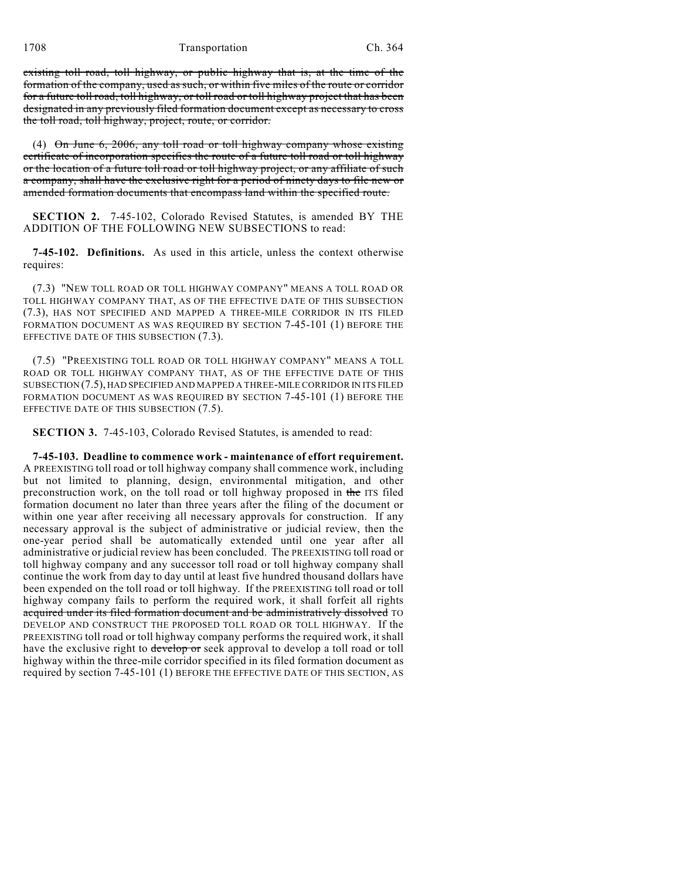~~existing toll road, toll highway, or public highway that is, at the time of the formation of the company, used as such, or within five miles of the route or corridor for a future toll road, toll highway, or toll road or toll highway project that has been designated in any previously filed formation document except as necessary to cross the toll road, toll highway, project, route, or corridor.~~

(4) ~~On June 6, 2006, any toll road or toll highway company whose existing certificate of incorporation specifies the route of a future toll road or toll highway or the location of a future toll road or toll highway project, or any affiliate of such a company, shall have the exclusive right for a period of ninety days to file new or amended formation documents that encompass land within the specified route.~~

**SECTION 2.** 7-45-102, Colorado Revised Statutes, is amended BY THE ADDITION OF THE FOLLOWING NEW SUBSECTIONS to read:

**7-45-102. Definitions.** As used in this article, unless the context otherwise requires:

(7.3) "NEW TOLL ROAD OR TOLL HIGHWAY COMPANY" MEANS A TOLL ROAD OR TOLL HIGHWAY COMPANY THAT, AS OF THE EFFECTIVE DATE OF THIS SUBSECTION (7.3), HAS NOT SPECIFIED AND MAPPED A THREE-MILE CORRIDOR IN ITS FILED FORMATION DOCUMENT AS WAS REQUIRED BY SECTION 7-45-101 (1) BEFORE THE EFFECTIVE DATE OF THIS SUBSECTION (7.3).

(7.5) "PREEXISTING TOLL ROAD OR TOLL HIGHWAY COMPANY" MEANS A TOLL ROAD OR TOLL HIGHWAY COMPANY THAT, AS OF THE EFFECTIVE DATE OF THIS SUBSECTION (7.5), HAD SPECIFIED AND MAPPED A THREE-MILE CORRIDOR IN ITS FILED FORMATION DOCUMENT AS WAS REQUIRED BY SECTION 7-45-101 (1) BEFORE THE EFFECTIVE DATE OF THIS SUBSECTION (7.5).

**SECTION 3.** 7-45-103, Colorado Revised Statutes, is amended to read:

**7-45-103. Deadline to commence work - maintenance of effort requirement.** A PREEXISTING toll road or toll highway company shall commence work, including but not limited to planning, design, environmental mitigation, and other preconstruction work, on the toll road or toll highway proposed in ~~the~~ ITS filed formation document no later than three years after the filing of the document or within one year after receiving all necessary approvals for construction. If any necessary approval is the subject of administrative or judicial review, then the one-year period shall be automatically extended until one year after all administrative or judicial review has been concluded. The PREEXISTING toll road or toll highway company and any successor toll road or toll highway company shall continue the work from day to day until at least five hundred thousand dollars have been expended on the toll road or toll highway. If the PREEXISTING toll road or toll highway company fails to perform the required work, it shall forfeit all rights ~~acquired under its filed formation document and be administratively dissolved~~ TO DEVELOP AND CONSTRUCT THE PROPOSED TOLL ROAD OR TOLL HIGHWAY. If the PREEXISTING toll road or toll highway company performs the required work, it shall have the exclusive right to ~~develop or~~ seek approval to develop a toll road or toll highway within the three-mile corridor specified in its filed formation document as required by section 7-45-101 (1) BEFORE THE EFFECTIVE DATE OF THIS SECTION, AS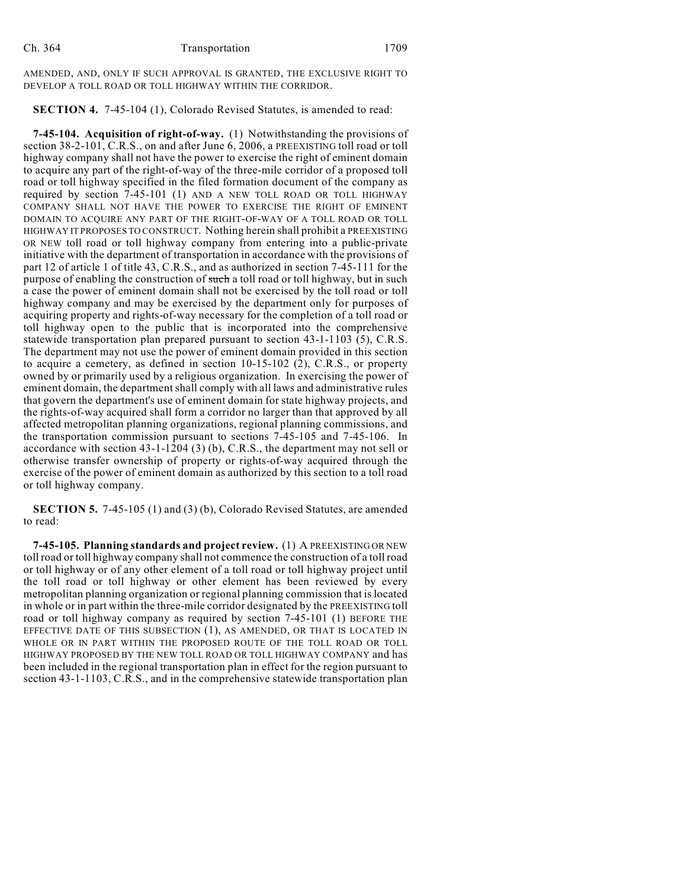AMENDED, AND, ONLY IF SUCH APPROVAL IS GRANTED, THE EXCLUSIVE RIGHT TO DEVELOP A TOLL ROAD OR TOLL HIGHWAY WITHIN THE CORRIDOR.

**SECTION 4.** 7-45-104 (1), Colorado Revised Statutes, is amended to read:

**7-45-104. Acquisition of right-of-way.** (1) Notwithstanding the provisions of section 38-2-101, C.R.S., on and after June 6, 2006, a PREEXISTING toll road or toll highway company shall not have the power to exercise the right of eminent domain to acquire any part of the right-of-way of the three-mile corridor of a proposed toll road or toll highway specified in the filed formation document of the company as required by section 7-45-101 (1) AND A NEW TOLL ROAD OR TOLL HIGHWAY COMPANY SHALL NOT HAVE THE POWER TO EXERCISE THE RIGHT OF EMINENT DOMAIN TO ACQUIRE ANY PART OF THE RIGHT-OF-WAY OF A TOLL ROAD OR TOLL HIGHWAY IT PROPOSES TO CONSTRUCT. Nothing herein shall prohibit a PREEXISTING OR NEW toll road or toll highway company from entering into a public-private initiative with the department of transportation in accordance with the provisions of part 12 of article 1 of title 43, C.R.S., and as authorized in section 7-45-111 for the purpose of enabling the construction of ~~such~~ a toll road or toll highway, but in such a case the power of eminent domain shall not be exercised by the toll road or toll highway company and may be exercised by the department only for purposes of acquiring property and rights-of-way necessary for the completion of a toll road or toll highway open to the public that is incorporated into the comprehensive statewide transportation plan prepared pursuant to section 43-1-1103 (5), C.R.S. The department may not use the power of eminent domain provided in this section to acquire a cemetery, as defined in section 10-15-102 (2), C.R.S., or property owned by or primarily used by a religious organization. In exercising the power of eminent domain, the department shall comply with all laws and administrative rules that govern the department's use of eminent domain for state highway projects, and the rights-of-way acquired shall form a corridor no larger than that approved by all affected metropolitan planning organizations, regional planning commissions, and the transportation commission pursuant to sections 7-45-105 and 7-45-106. In accordance with section 43-1-1204 (3) (b), C.R.S., the department may not sell or otherwise transfer ownership of property or rights-of-way acquired through the exercise of the power of eminent domain as authorized by this section to a toll road or toll highway company.

**SECTION 5.** 7-45-105 (1) and (3) (b), Colorado Revised Statutes, are amended to read:

**7-45-105. Planning standards and project review.** (1) A PREEXISTING OR NEW toll road or toll highway company shall not commence the construction of a toll road or toll highway or of any other element of a toll road or toll highway project until the toll road or toll highway or other element has been reviewed by every metropolitan planning organization or regional planning commission that is located in whole or in part within the three-mile corridor designated by the PREEXISTING toll road or toll highway company as required by section 7-45-101 (1) BEFORE THE EFFECTIVE DATE OF THIS SUBSECTION (1), AS AMENDED, OR THAT IS LOCATED IN WHOLE OR IN PART WITHIN THE PROPOSED ROUTE OF THE TOLL ROAD OR TOLL HIGHWAY PROPOSED BY THE NEW TOLL ROAD OR TOLL HIGHWAY COMPANY and has been included in the regional transportation plan in effect for the region pursuant to section 43-1-1103, C.R.S., and in the comprehensive statewide transportation plan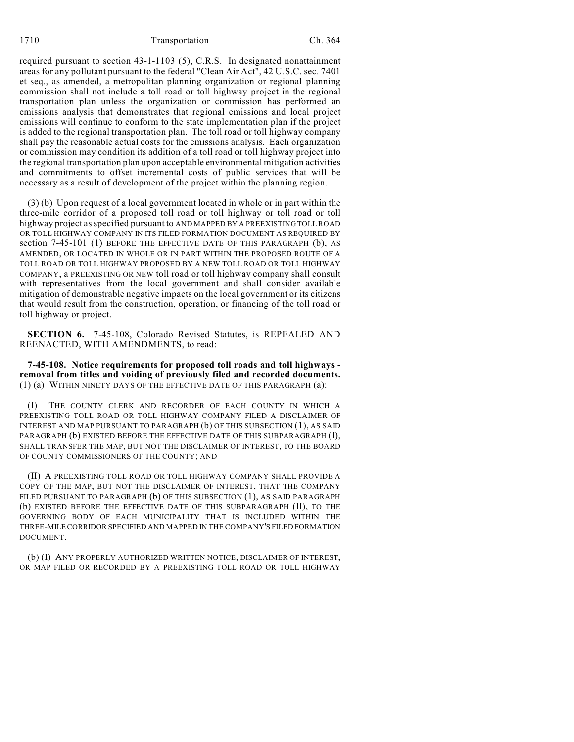required pursuant to section 43-1-1103 (5), C.R.S. In designated nonattainment areas for any pollutant pursuant to the federal "Clean Air Act", 42 U.S.C. sec. 7401 et seq., as amended, a metropolitan planning organization or regional planning commission shall not include a toll road or toll highway project in the regional transportation plan unless the organization or commission has performed an emissions analysis that demonstrates that regional emissions and local project emissions will continue to conform to the state implementation plan if the project is added to the regional transportation plan. The toll road or toll highway company shall pay the reasonable actual costs for the emissions analysis. Each organization or commission may condition its addition of a toll road or toll highway project into the regional transportation plan upon acceptable environmental mitigation activities and commitments to offset incremental costs of public services that will be necessary as a result of development of the project within the planning region.

(3) (b) Upon request of a local government located in whole or in part within the three-mile corridor of a proposed toll road or toll highway or toll road or toll highway project ~~as~~ specified ~~pursuant to~~ AND MAPPED BY A PREEXISTING TOLL ROAD OR TOLL HIGHWAY COMPANY IN ITS FILED FORMATION DOCUMENT AS REQUIRED BY section 7-45-101 (1) BEFORE THE EFFECTIVE DATE OF THIS PARAGRAPH (b), AS AMENDED, OR LOCATED IN WHOLE OR IN PART WITHIN THE PROPOSED ROUTE OF A TOLL ROAD OR TOLL HIGHWAY PROPOSED BY A NEW TOLL ROAD OR TOLL HIGHWAY COMPANY, a PREEXISTING OR NEW toll road or toll highway company shall consult with representatives from the local government and shall consider available mitigation of demonstrable negative impacts on the local government or its citizens that would result from the construction, operation, or financing of the toll road or toll highway or project.

**SECTION 6.** 7-45-108, Colorado Revised Statutes, is REPEALED AND REENACTED, WITH AMENDMENTS, to read:

**7-45-108. Notice requirements for proposed toll roads and toll highways - removal from titles and voiding of previously filed and recorded documents.** (1) (a) WITHIN NINETY DAYS OF THE EFFECTIVE DATE OF THIS PARAGRAPH (a):

(I) THE COUNTY CLERK AND RECORDER OF EACH COUNTY IN WHICH A PREEXISTING TOLL ROAD OR TOLL HIGHWAY COMPANY FILED A DISCLAIMER OF INTEREST AND MAP PURSUANT TO PARAGRAPH (b) OF THIS SUBSECTION (1), AS SAID PARAGRAPH (b) EXISTED BEFORE THE EFFECTIVE DATE OF THIS SUBPARAGRAPH (I), SHALL TRANSFER THE MAP, BUT NOT THE DISCLAIMER OF INTEREST, TO THE BOARD OF COUNTY COMMISSIONERS OF THE COUNTY; AND

(II) A PREEXISTING TOLL ROAD OR TOLL HIGHWAY COMPANY SHALL PROVIDE A COPY OF THE MAP, BUT NOT THE DISCLAIMER OF INTEREST, THAT THE COMPANY FILED PURSUANT TO PARAGRAPH (b) OF THIS SUBSECTION (1), AS SAID PARAGRAPH (b) EXISTED BEFORE THE EFFECTIVE DATE OF THIS SUBPARAGRAPH (II), TO THE GOVERNING BODY OF EACH MUNICIPALITY THAT IS INCLUDED WITHIN THE THREE-MILE CORRIDOR SPECIFIED AND MAPPED IN THE COMPANY'S FILED FORMATION DOCUMENT.

(b) (I) ANY PROPERLY AUTHORIZED WRITTEN NOTICE, DISCLAIMER OF INTEREST, OR MAP FILED OR RECORDED BY A PREEXISTING TOLL ROAD OR TOLL HIGHWAY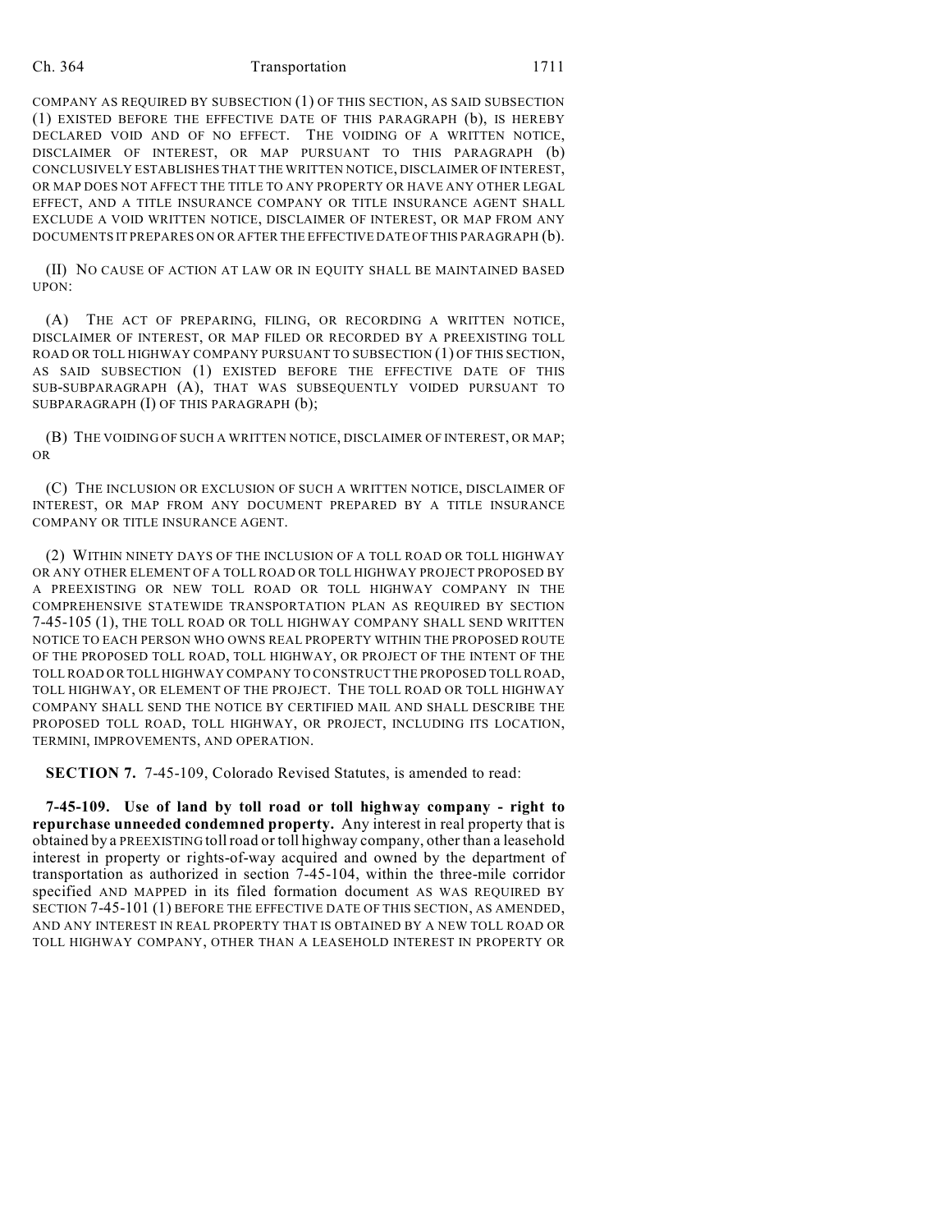COMPANY AS REQUIRED BY SUBSECTION (1) OF THIS SECTION, AS SAID SUBSECTION (1) EXISTED BEFORE THE EFFECTIVE DATE OF THIS PARAGRAPH (b), IS HEREBY DECLARED VOID AND OF NO EFFECT. THE VOIDING OF A WRITTEN NOTICE, DISCLAIMER OF INTEREST, OR MAP PURSUANT TO THIS PARAGRAPH (b) CONCLUSIVELY ESTABLISHES THAT THE WRITTEN NOTICE, DISCLAIMER OF INTEREST, OR MAP DOES NOT AFFECT THE TITLE TO ANY PROPERTY OR HAVE ANY OTHER LEGAL EFFECT, AND A TITLE INSURANCE COMPANY OR TITLE INSURANCE AGENT SHALL EXCLUDE A VOID WRITTEN NOTICE, DISCLAIMER OF INTEREST, OR MAP FROM ANY DOCUMENTS IT PREPARES ON OR AFTER THE EFFECTIVE DATE OF THIS PARAGRAPH (b).

(II) NO CAUSE OF ACTION AT LAW OR IN EQUITY SHALL BE MAINTAINED BASED UPON:

(A) THE ACT OF PREPARING, FILING, OR RECORDING A WRITTEN NOTICE, DISCLAIMER OF INTEREST, OR MAP FILED OR RECORDED BY A PREEXISTING TOLL ROAD OR TOLL HIGHWAY COMPANY PURSUANT TO SUBSECTION (1) OF THIS SECTION, AS SAID SUBSECTION (1) EXISTED BEFORE THE EFFECTIVE DATE OF THIS SUB-SUBPARAGRAPH (A), THAT WAS SUBSEQUENTLY VOIDED PURSUANT TO SUBPARAGRAPH (I) OF THIS PARAGRAPH (b);

(B) THE VOIDING OF SUCH A WRITTEN NOTICE, DISCLAIMER OF INTEREST, OR MAP; OR

(C) THE INCLUSION OR EXCLUSION OF SUCH A WRITTEN NOTICE, DISCLAIMER OF INTEREST, OR MAP FROM ANY DOCUMENT PREPARED BY A TITLE INSURANCE COMPANY OR TITLE INSURANCE AGENT.

(2) WITHIN NINETY DAYS OF THE INCLUSION OF A TOLL ROAD OR TOLL HIGHWAY OR ANY OTHER ELEMENT OF A TOLL ROAD OR TOLL HIGHWAY PROJECT PROPOSED BY A PREEXISTING OR NEW TOLL ROAD OR TOLL HIGHWAY COMPANY IN THE COMPREHENSIVE STATEWIDE TRANSPORTATION PLAN AS REQUIRED BY SECTION 7-45-105 (1), THE TOLL ROAD OR TOLL HIGHWAY COMPANY SHALL SEND WRITTEN NOTICE TO EACH PERSON WHO OWNS REAL PROPERTY WITHIN THE PROPOSED ROUTE OF THE PROPOSED TOLL ROAD, TOLL HIGHWAY, OR PROJECT OF THE INTENT OF THE TOLL ROAD OR TOLL HIGHWAY COMPANY TO CONSTRUCT THE PROPOSED TOLL ROAD, TOLL HIGHWAY, OR ELEMENT OF THE PROJECT. THE TOLL ROAD OR TOLL HIGHWAY COMPANY SHALL SEND THE NOTICE BY CERTIFIED MAIL AND SHALL DESCRIBE THE PROPOSED TOLL ROAD, TOLL HIGHWAY, OR PROJECT, INCLUDING ITS LOCATION, TERMINI, IMPROVEMENTS, AND OPERATION.

**SECTION 7.** 7-45-109, Colorado Revised Statutes, is amended to read:

**7-45-109. Use of land by toll road or toll highway company - right to repurchase unneeded condemned property.** Any interest in real property that is obtained by a PREEXISTING toll road or toll highway company, other than a leasehold interest in property or rights-of-way acquired and owned by the department of transportation as authorized in section 7-45-104, within the three-mile corridor specified AND MAPPED in its filed formation document AS WAS REQUIRED BY SECTION 7-45-101 (1) BEFORE THE EFFECTIVE DATE OF THIS SECTION, AS AMENDED, AND ANY INTEREST IN REAL PROPERTY THAT IS OBTAINED BY A NEW TOLL ROAD OR TOLL HIGHWAY COMPANY, OTHER THAN A LEASEHOLD INTEREST IN PROPERTY OR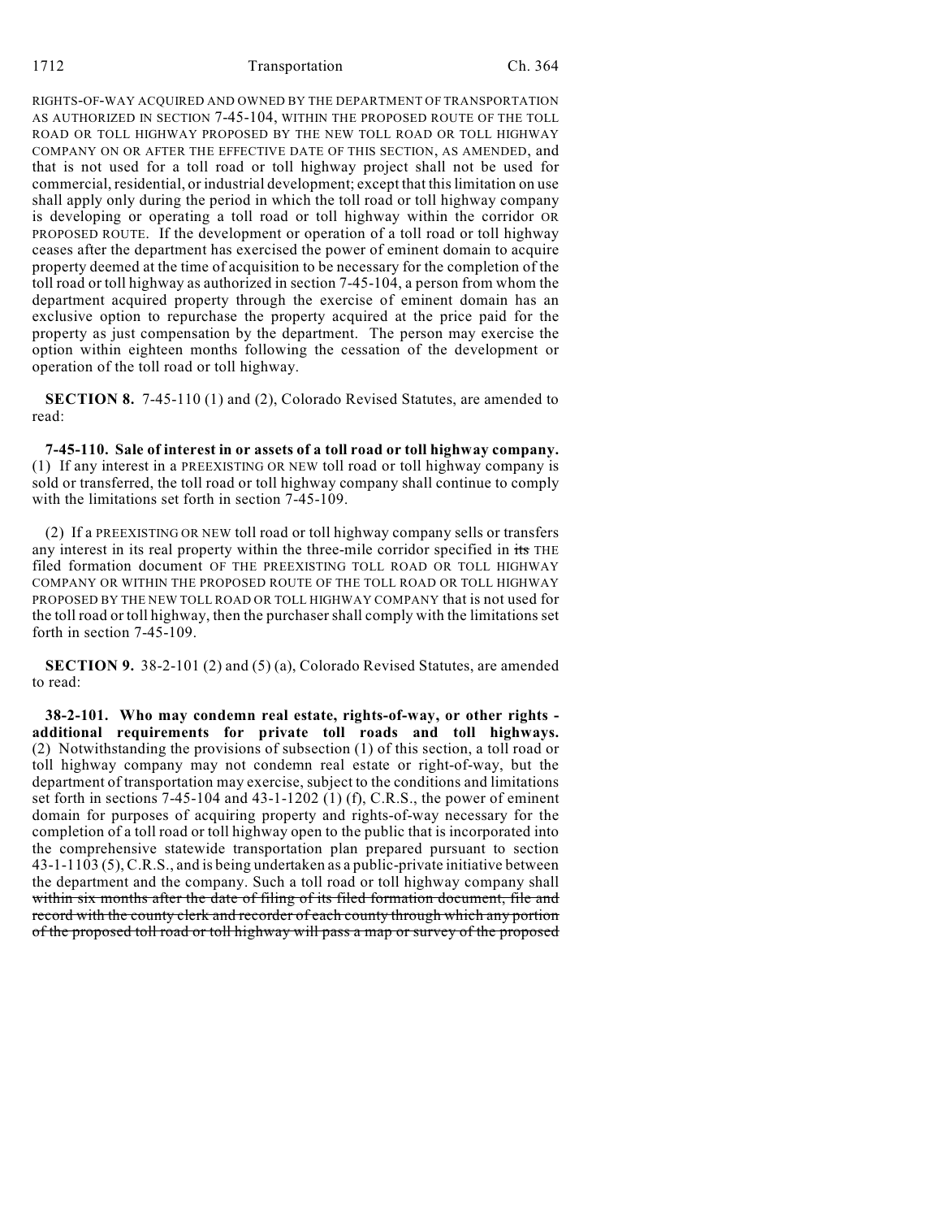RIGHTS-OF-WAY ACQUIRED AND OWNED BY THE DEPARTMENT OF TRANSPORTATION AS AUTHORIZED IN SECTION 7-45-104, WITHIN THE PROPOSED ROUTE OF THE TOLL ROAD OR TOLL HIGHWAY PROPOSED BY THE NEW TOLL ROAD OR TOLL HIGHWAY COMPANY ON OR AFTER THE EFFECTIVE DATE OF THIS SECTION, AS AMENDED, and that is not used for a toll road or toll highway project shall not be used for commercial, residential, or industrial development; except that this limitation on use shall apply only during the period in which the toll road or toll highway company is developing or operating a toll road or toll highway within the corridor OR PROPOSED ROUTE. If the development or operation of a toll road or toll highway ceases after the department has exercised the power of eminent domain to acquire property deemed at the time of acquisition to be necessary for the completion of the toll road or toll highway as authorized in section 7-45-104, a person from whom the department acquired property through the exercise of eminent domain has an exclusive option to repurchase the property acquired at the price paid for the property as just compensation by the department. The person may exercise the option within eighteen months following the cessation of the development or operation of the toll road or toll highway.

**SECTION 8.** 7-45-110 (1) and (2), Colorado Revised Statutes, are amended to read:

**7-45-110. Sale of interest in or assets of a toll road or toll highway company.** (1) If any interest in a PREEXISTING OR NEW toll road or toll highway company is sold or transferred, the toll road or toll highway company shall continue to comply with the limitations set forth in section 7-45-109.

(2) If a PREEXISTING OR NEW toll road or toll highway company sells or transfers any interest in its real property within the three-mile corridor specified in ~~its~~ THE filed formation document OF THE PREEXISTING TOLL ROAD OR TOLL HIGHWAY COMPANY OR WITHIN THE PROPOSED ROUTE OF THE TOLL ROAD OR TOLL HIGHWAY PROPOSED BY THE NEW TOLL ROAD OR TOLL HIGHWAY COMPANY that is not used for the toll road or toll highway, then the purchaser shall comply with the limitations set forth in section 7-45-109.

**SECTION 9.** 38-2-101 (2) and (5) (a), Colorado Revised Statutes, are amended to read:

**38-2-101. Who may condemn real estate, rights-of-way, or other rights - additional requirements for private toll roads and toll highways.** (2) Notwithstanding the provisions of subsection (1) of this section, a toll road or toll highway company may not condemn real estate or right-of-way, but the department of transportation may exercise, subject to the conditions and limitations set forth in sections 7-45-104 and 43-1-1202 (1) (f), C.R.S., the power of eminent domain for purposes of acquiring property and rights-of-way necessary for the completion of a toll road or toll highway open to the public that is incorporated into the comprehensive statewide transportation plan prepared pursuant to section 43-1-1103 (5), C.R.S., and is being undertaken as a public-private initiative between the department and the company. Such a toll road or toll highway company shall ~~within six months after the date of filing of its filed formation document, file and record with the county clerk and recorder of each county through which any portion of the proposed toll road or toll highway will pass a map or survey of the proposed~~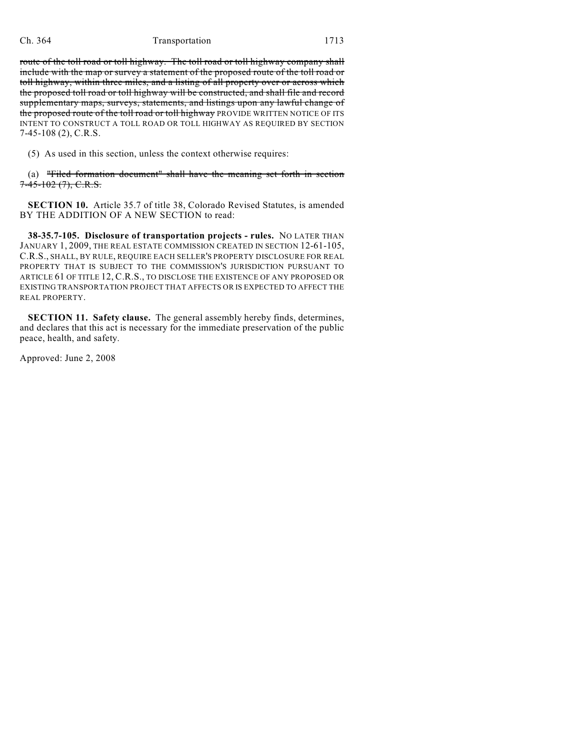~~route of the toll road or toll highway. The toll road or toll highway company shall include with the map or survey a statement of the proposed route of the toll road or toll highway, within three miles, and a listing of all property over or across which the proposed toll road or toll highway will be constructed, and shall file and record supplementary maps, surveys, statements, and listings upon any lawful change of the proposed route of the toll road or toll highway~~ PROVIDE WRITTEN NOTICE OF ITS INTENT TO CONSTRUCT A TOLL ROAD OR TOLL HIGHWAY AS REQUIRED BY SECTION 7-45-108 (2), C.R.S.

(5) As used in this section, unless the context otherwise requires:

(a) ~~"Filed formation document" shall have the meaning set forth in section 7-45-102 (7), C.R.S.~~

**SECTION 10.** Article 35.7 of title 38, Colorado Revised Statutes, is amended BY THE ADDITION OF A NEW SECTION to read:

**38-35.7-105. Disclosure of transportation projects - rules.** NO LATER THAN JANUARY 1, 2009, THE REAL ESTATE COMMISSION CREATED IN SECTION 12-61-105, C.R.S., SHALL, BY RULE, REQUIRE EACH SELLER'S PROPERTY DISCLOSURE FOR REAL PROPERTY THAT IS SUBJECT TO THE COMMISSION'S JURISDICTION PURSUANT TO ARTICLE 61 OF TITLE 12, C.R.S., TO DISCLOSE THE EXISTENCE OF ANY PROPOSED OR EXISTING TRANSPORTATION PROJECT THAT AFFECTS OR IS EXPECTED TO AFFECT THE REAL PROPERTY.

**SECTION 11. Safety clause.** The general assembly hereby finds, determines, and declares that this act is necessary for the immediate preservation of the public peace, health, and safety.

Approved: June 2, 2008